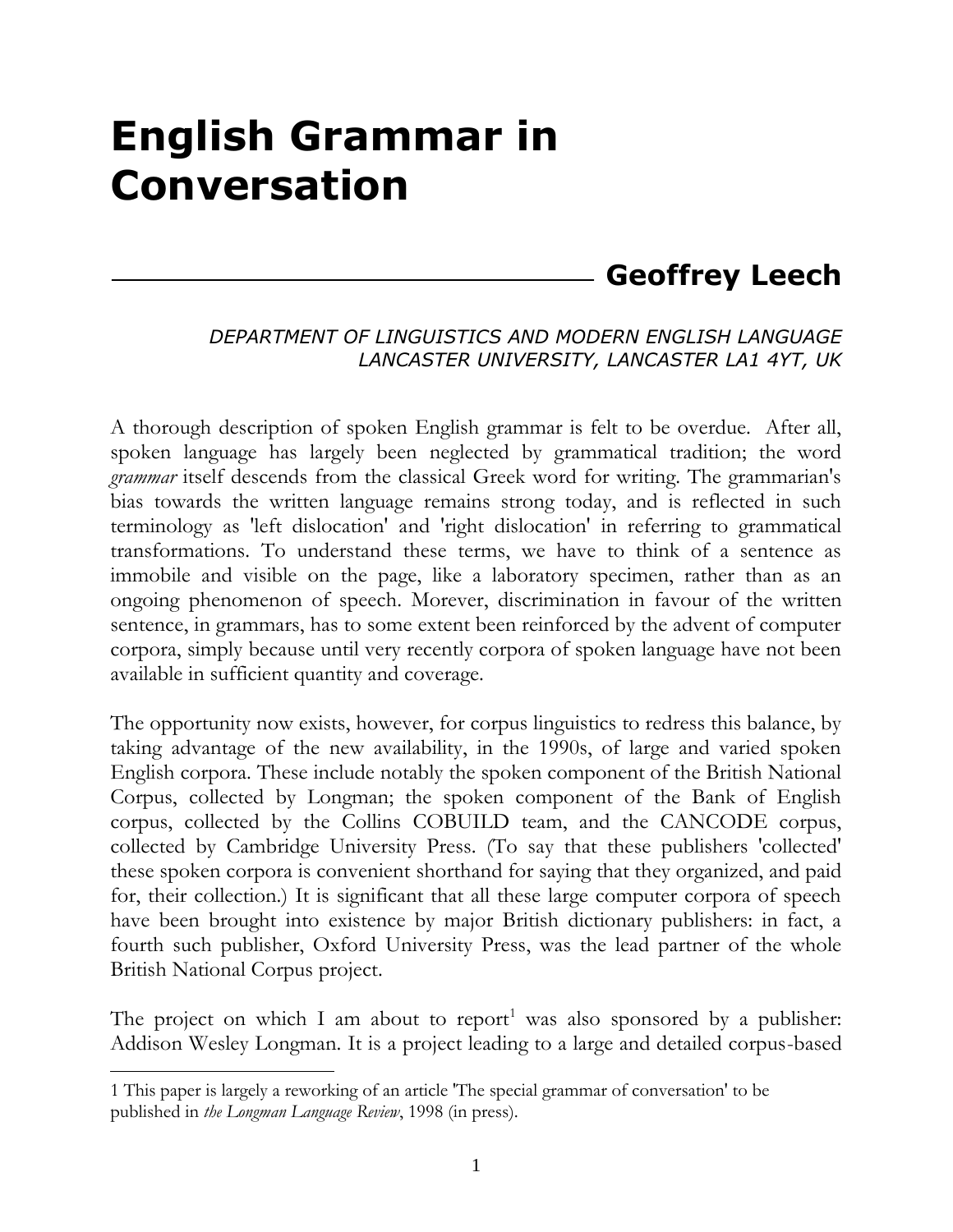# English Grammar in Conversation

## Geoffrey Leech

*DEPARTMENT OF LINGUISTICS AND MODERN ENGLISH LANGUAGE*
*LANCASTER UNIVERSITY, LANCASTER LA1 4YT, UK*

A thorough description of spoken English grammar is felt to be overdue. After all, spoken language has largely been neglected by grammatical tradition; the word *grammar* itself descends from the classical Greek word for writing. The grammarian's bias towards the written language remains strong today, and is reflected in such terminology as 'left dislocation' and 'right dislocation' in referring to grammatical transformations. To understand these terms, we have to think of a sentence as immobile and visible on the page, like a laboratory specimen, rather than as an ongoing phenomenon of speech. Morever, discrimination in favour of the written sentence, in grammars, has to some extent been reinforced by the advent of computer corpora, simply because until very recently corpora of spoken language have not been available in sufficient quantity and coverage.

The opportunity now exists, however, for corpus linguistics to redress this balance, by taking advantage of the new availability, in the 1990s, of large and varied spoken English corpora. These include notably the spoken component of the British National Corpus, collected by Longman; the spoken component of the Bank of English corpus, collected by the Collins COBUILD team, and the CANCODE corpus, collected by Cambridge University Press. (To say that these publishers 'collected' these spoken corpora is convenient shorthand for saying that they organized, and paid for, their collection.) It is significant that all these large computer corpora of speech have been brought into existence by major British dictionary publishers: in fact, a fourth such publisher, Oxford University Press, was the lead partner of the whole British National Corpus project.

The project on which I am about to report[1] was also sponsored by a publisher: Addison Wesley Longman. It is a project leading to a large and detailed corpus-based

---

1 This paper is largely a reworking of an article 'The special grammar of conversation' to be published in *the Longman Language Review*, 1998 (in press).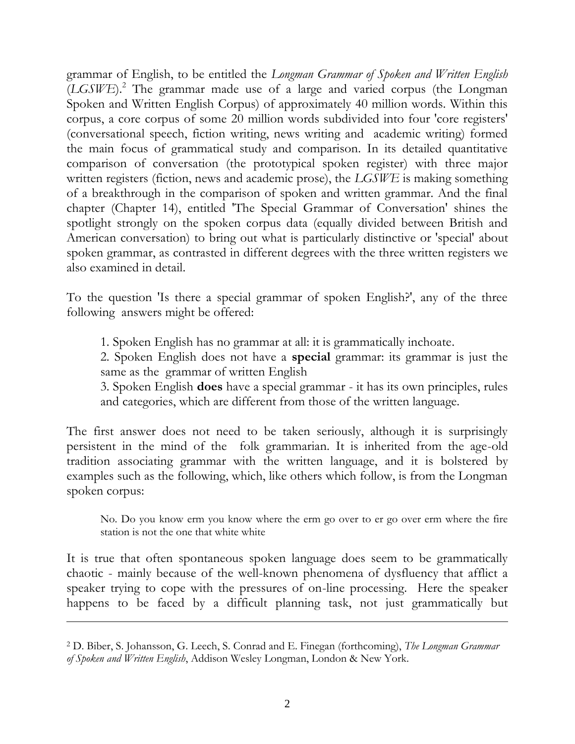grammar of English, to be entitled the *Longman Grammar of Spoken and Written English* (*LGSWE*).[2] The grammar made use of a large and varied corpus (the Longman Spoken and Written English Corpus) of approximately 40 million words. Within this corpus, a core corpus of some 20 million words subdivided into four 'core registers' (conversational speech, fiction writing, news writing and academic writing) formed the main focus of grammatical study and comparison. In its detailed quantitative comparison of conversation (the prototypical spoken register) with three major written registers (fiction, news and academic prose), the *LGSWE* is making something of a breakthrough in the comparison of spoken and written grammar. And the final chapter (Chapter 14), entitled 'The Special Grammar of Conversation' shines the spotlight strongly on the spoken corpus data (equally divided between British and American conversation) to bring out what is particularly distinctive or 'special' about spoken grammar, as contrasted in different degrees with the three written registers we also examined in detail.

To the question 'Is there a special grammar of spoken English?', any of the three following answers might be offered:

> 1. Spoken English has no grammar at all: it is grammatically inchoate.
>
> 2. Spoken English does not have a **special** grammar: its grammar is just the same as the grammar of written English
>
> 3. Spoken English **does** have a special grammar - it has its own principles, rules and categories, which are different from those of the written language.

The first answer does not need to be taken seriously, although it is surprisingly persistent in the mind of the folk grammarian. It is inherited from the age-old tradition associating grammar with the written language, and it is bolstered by examples such as the following, which, like others which follow, is from the Longman spoken corpus:

> No. Do you know erm you know where the erm go over to er go over erm where the fire station is not the one that white white

It is true that often spontaneous spoken language does seem to be grammatically chaotic - mainly because of the well-known phenomena of dysfluency that afflict a speaker trying to cope with the pressures of on-line processing. Here the speaker happens to be faced by a difficult planning task, not just grammatically but

---

[2] D. Biber, S. Johansson, G. Leech, S. Conrad and E. Finegan (forthcoming), *The Longman Grammar of Spoken and Written English*, Addison Wesley Longman, London & New York.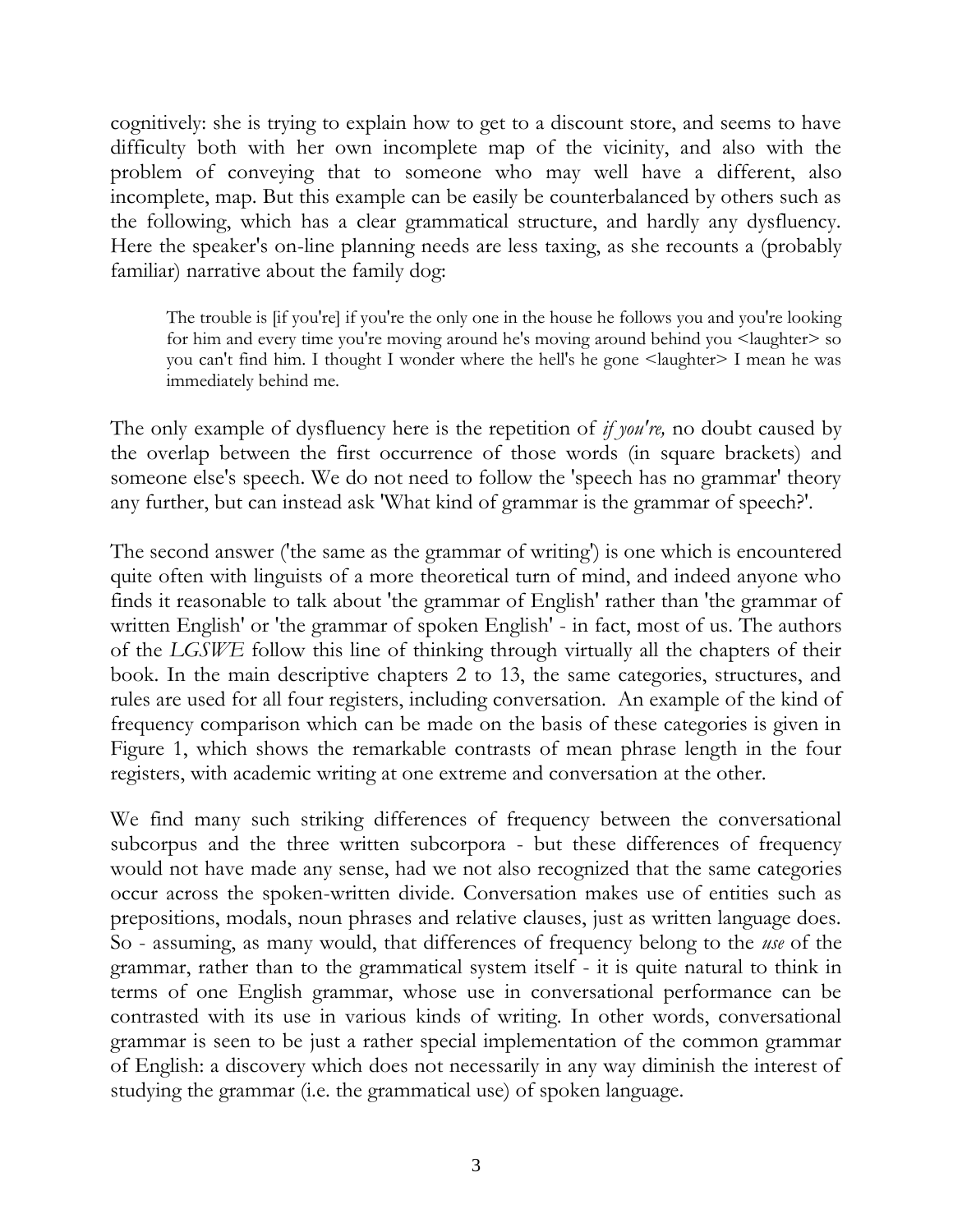cognitively: she is trying to explain how to get to a discount store, and seems to have difficulty both with her own incomplete map of the vicinity, and also with the problem of conveying that to someone who may well have a different, also incomplete, map. But this example can be easily be counterbalanced by others such as the following, which has a clear grammatical structure, and hardly any dysfluency. Here the speaker's on-line planning needs are less taxing, as she recounts a (probably familiar) narrative about the family dog:

> The trouble is [if you're] if you're the only one in the house he follows you and you're looking for him and every time you're moving around he's moving around behind you <laughter> so you can't find him. I thought I wonder where the hell's he gone <laughter> I mean he was immediately behind me.

The only example of dysfluency here is the repetition of *if you're,* no doubt caused by the overlap between the first occurrence of those words (in square brackets) and someone else's speech. We do not need to follow the 'speech has no grammar' theory any further, but can instead ask 'What kind of grammar is the grammar of speech?'.

The second answer ('the same as the grammar of writing') is one which is encountered quite often with linguists of a more theoretical turn of mind, and indeed anyone who finds it reasonable to talk about 'the grammar of English' rather than 'the grammar of written English' or 'the grammar of spoken English' - in fact, most of us. The authors of the *LGSWE* follow this line of thinking through virtually all the chapters of their book. In the main descriptive chapters 2 to 13, the same categories, structures, and rules are used for all four registers, including conversation. An example of the kind of frequency comparison which can be made on the basis of these categories is given in Figure 1, which shows the remarkable contrasts of mean phrase length in the four registers, with academic writing at one extreme and conversation at the other.

We find many such striking differences of frequency between the conversational subcorpus and the three written subcorpora - but these differences of frequency would not have made any sense, had we not also recognized that the same categories occur across the spoken-written divide. Conversation makes use of entities such as prepositions, modals, noun phrases and relative clauses, just as written language does. So - assuming, as many would, that differences of frequency belong to the *use* of the grammar, rather than to the grammatical system itself - it is quite natural to think in terms of one English grammar, whose use in conversational performance can be contrasted with its use in various kinds of writing. In other words, conversational grammar is seen to be just a rather special implementation of the common grammar of English: a discovery which does not necessarily in any way diminish the interest of studying the grammar (i.e. the grammatical use) of spoken language.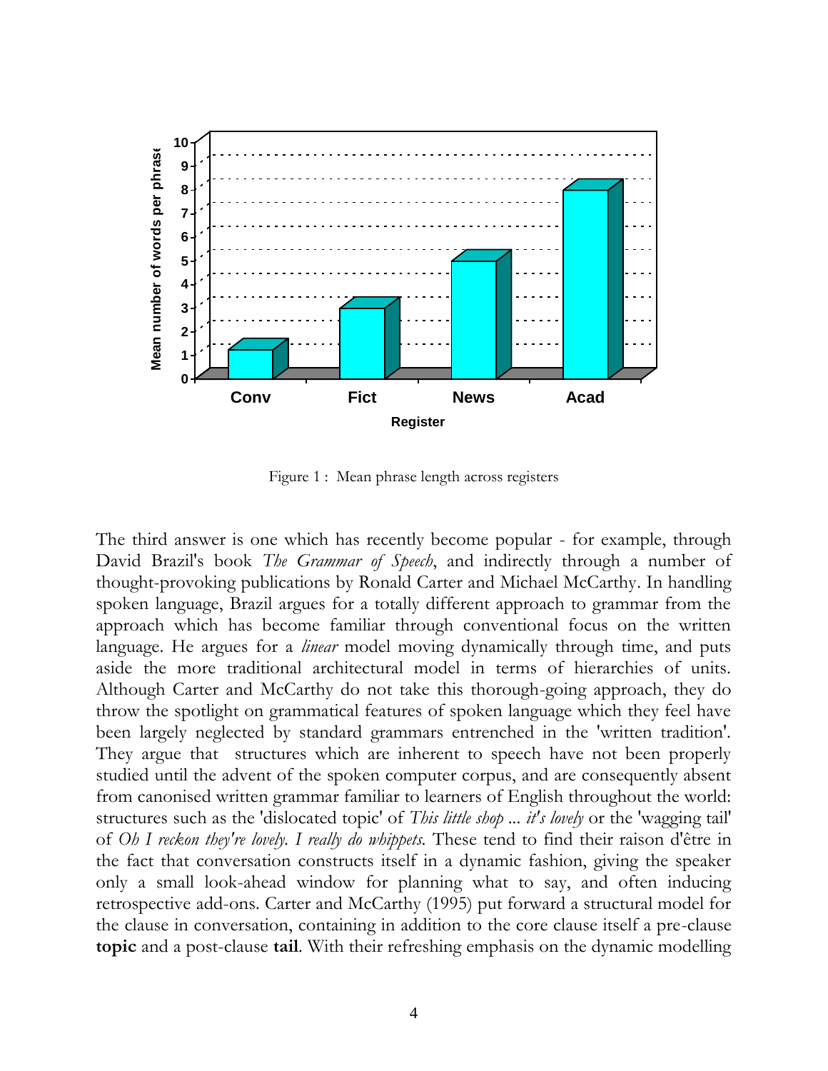Figure 1 : Mean phrase length across registers

The third answer is one which has recently become popular - for example, through David Brazil's book *The Grammar of Speech*, and indirectly through a number of thought-provoking publications by Ronald Carter and Michael McCarthy. In handling spoken language, Brazil argues for a totally different approach to grammar from the approach which has become familiar through conventional focus on the written language. He argues for a *linear* model moving dynamically through time, and puts aside the more traditional architectural model in terms of hierarchies of units. Although Carter and McCarthy do not take this thorough-going approach, they do throw the spotlight on grammatical features of spoken language which they feel have been largely neglected by standard grammars entrenched in the 'written tradition'. They argue that structures which are inherent to speech have not been properly studied until the advent of the spoken computer corpus, and are consequently absent from canonised written grammar familiar to learners of English throughout the world: structures such as the 'dislocated topic' of *This little shop ... it's lovely* or the 'wagging tail' of *Oh I reckon they're lovely. I really do whippets.* These tend to find their raison d'être in the fact that conversation constructs itself in a dynamic fashion, giving the speaker only a small look-ahead window for planning what to say, and often inducing retrospective add-ons. Carter and McCarthy (1995) put forward a structural model for the clause in conversation, containing in addition to the core clause itself a pre-clause **topic** and a post-clause **tail**. With their refreshing emphasis on the dynamic modelling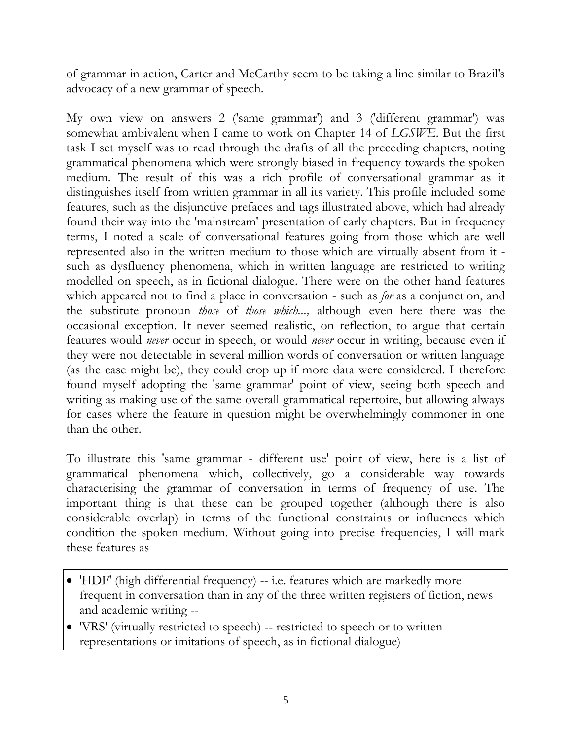of grammar in action, Carter and McCarthy seem to be taking a line similar to Brazil's advocacy of a new grammar of speech.

My own view on answers 2 ('same grammar') and 3 ('different grammar') was somewhat ambivalent when I came to work on Chapter 14 of *LGSWE*. But the first task I set myself was to read through the drafts of all the preceding chapters, noting grammatical phenomena which were strongly biased in frequency towards the spoken medium. The result of this was a rich profile of conversational grammar as it distinguishes itself from written grammar in all its variety. This profile included some features, such as the disjunctive prefaces and tags illustrated above, which had already found their way into the 'mainstream' presentation of early chapters. But in frequency terms, I noted a scale of conversational features going from those which are well represented also in the written medium to those which are virtually absent from it - such as dysfluency phenomena, which in written language are restricted to writing modelled on speech, as in fictional dialogue. There were on the other hand features which appeared not to find a place in conversation - such as *for* as a conjunction, and the substitute pronoun *those* of *those which...,* although even here there was the occasional exception. It never seemed realistic, on reflection, to argue that certain features would *never* occur in speech, or would *never* occur in writing, because even if they were not detectable in several million words of conversation or written language (as the case might be), they could crop up if more data were considered. I therefore found myself adopting the 'same grammar' point of view, seeing both speech and writing as making use of the same overall grammatical repertoire, but allowing always for cases where the feature in question might be overwhelmingly commoner in one than the other.

To illustrate this 'same grammar - different use' point of view, here is a list of grammatical phenomena which, collectively, go a considerable way towards characterising the grammar of conversation in terms of frequency of use. The important thing is that these can be grouped together (although there is also considerable overlap) in terms of the functional constraints or influences which condition the spoken medium. Without going into precise frequencies, I will mark these features as

- 'HDF' (high differential frequency) -- i.e. features which are markedly more frequent in conversation than in any of the three written registers of fiction, news and academic writing --
- 'VRS' (virtually restricted to speech) -- restricted to speech or to written representations or imitations of speech, as in fictional dialogue)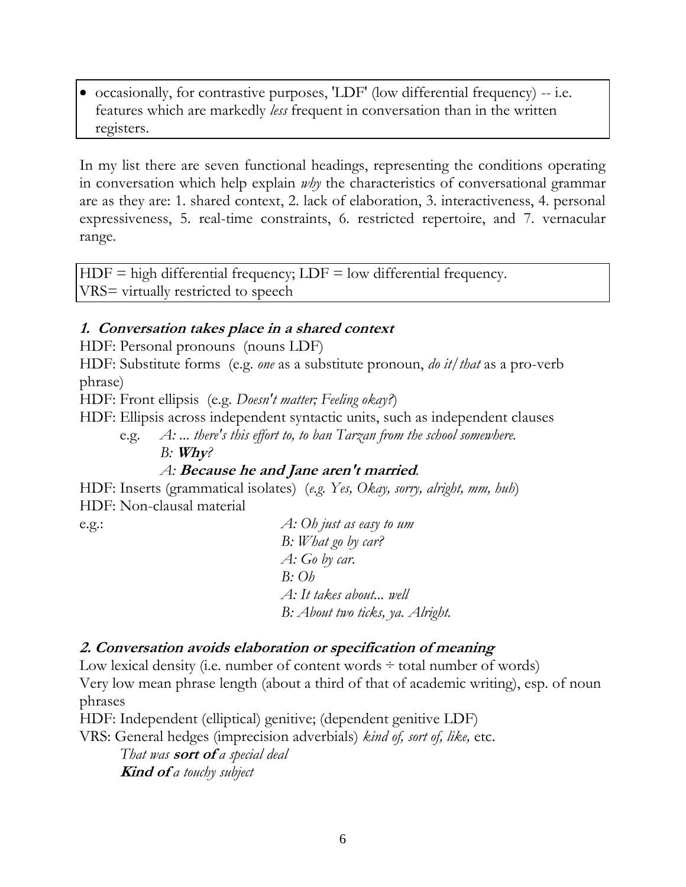- occasionally, for contrastive purposes, 'LDF' (low differential frequency) -- i.e. features which are markedly *less* frequent in conversation than in the written registers.

In my list there are seven functional headings, representing the conditions operating in conversation which help explain *why* the characteristics of conversational grammar are as they are: 1. shared context, 2. lack of elaboration, 3. interactiveness, 4. personal expressiveness, 5. real-time constraints, 6. restricted repertoire, and 7. vernacular range.

HDF = high differential frequency; LDF = low differential frequency.
VRS= virtually restricted to speech

### *1. Conversation takes place in a shared context*

HDF: Personal pronouns (nouns LDF)

HDF: Substitute forms (e.g. *one* as a substitute pronoun, *do it/that* as a pro-verb phrase)

HDF: Front ellipsis (e.g. *Doesn't matter; Feeling okay?*)

HDF: Ellipsis across independent syntactic units, such as independent clauses

e.g. *A: ... there's this effort to, to ban Tarzan from the school somewhere.*
*B:* ***Why****?*
*A:* ***Because he and Jane aren't married****.*

HDF: Inserts (grammatical isolates) (*e.g. Yes, Okay, sorry, alright, mm, huh*)

HDF: Non-clausal material

e.g.:
*A: Oh just as easy to um*
*B: What go by car?*
*A: Go by car.*
*B: Oh*
*A: It takes about... well*
*B: About two ticks, ya. Alright.*

### *2. Conversation avoids elaboration or specification of meaning*

Low lexical density (i.e. number of content words ÷ total number of words)

Very low mean phrase length (about a third of that of academic writing), esp. of noun phrases

HDF: Independent (elliptical) genitive; (dependent genitive LDF)

VRS: General hedges (imprecision adverbials) *kind of, sort of, like,* etc.

*That was* ***sort of*** *a special deal*
***Kind of*** *a touchy subject*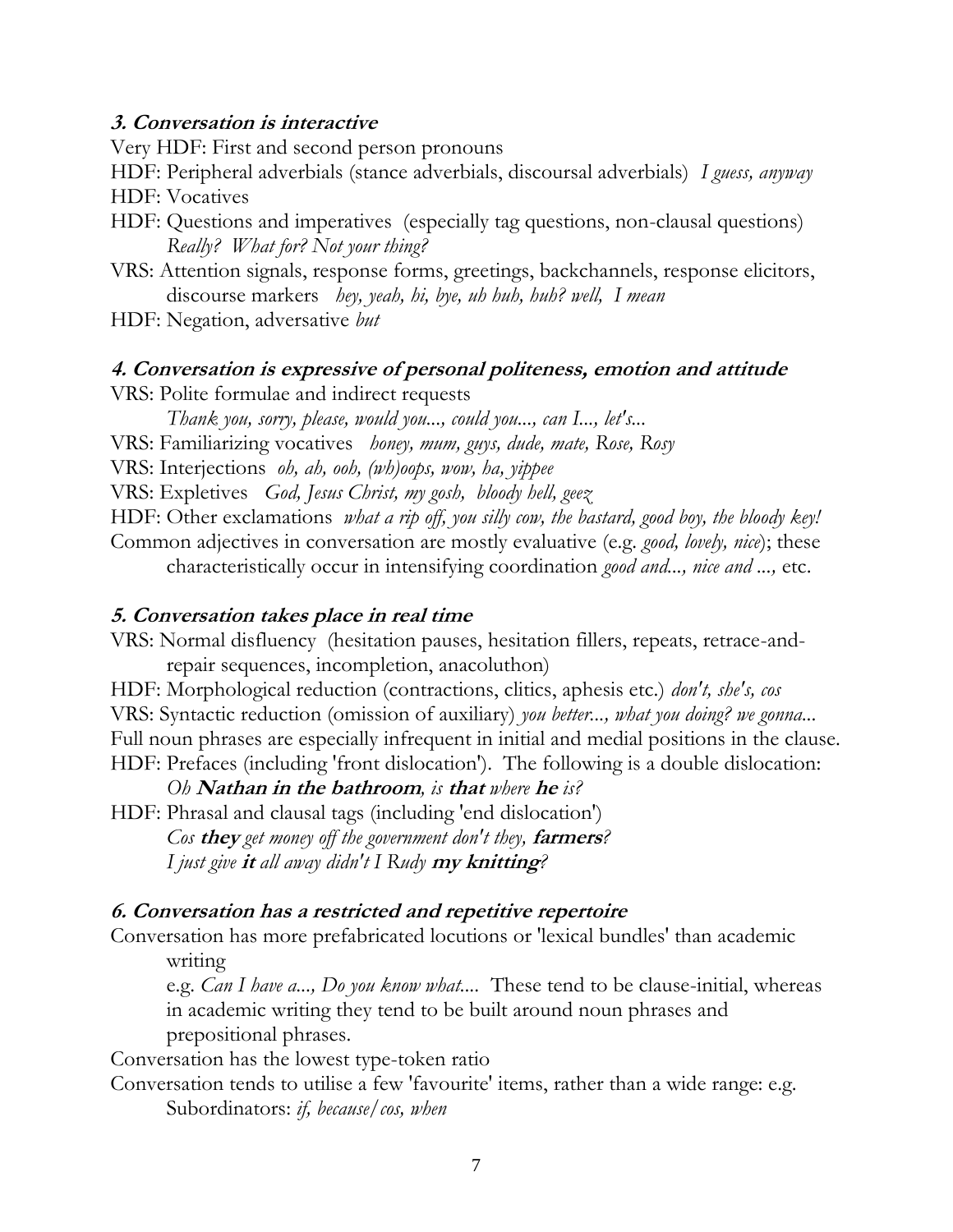### *3. Conversation is interactive*

Very HDF: First and second person pronouns

HDF: Peripheral adverbials (stance adverbials, discoursal adverbials) *I guess, anyway*

HDF: Vocatives

HDF: Questions and imperatives (especially tag questions, non-clausal questions)
*Really? What for? Not your thing?*

VRS: Attention signals, response forms, greetings, backchannels, response elicitors, discourse markers *hey, yeah, hi, bye, uh huh, huh? well, I mean*

HDF: Negation, adversative *but*

### *4. Conversation is expressive of personal politeness, emotion and attitude*

VRS: Polite formulae and indirect requests
*Thank you, sorry, please, would you..., could you..., can I..., let's...*

VRS: Familiarizing vocatives *honey, mum, guys, dude, mate, Rose, Rosy*

VRS: Interjections *oh, ah, ooh, (wh)oops, wow, ha, yippee*

VRS: Expletives *God, Jesus Christ, my gosh, bloody hell, geez*

HDF: Other exclamations *what a rip off, you silly cow, the bastard, good boy, the bloody key!*

Common adjectives in conversation are mostly evaluative (e.g. *good, lovely, nice*); these characteristically occur in intensifying coordination *good and..., nice and ...,* etc.

### *5. Conversation takes place in real time*

VRS: Normal disfluency (hesitation pauses, hesitation fillers, repeats, retrace-and-repair sequences, incompletion, anacoluthon)

HDF: Morphological reduction (contractions, clitics, aphesis etc.) *don't, she's, cos*

VRS: Syntactic reduction (omission of auxiliary) *you better..., what you doing? we gonna...*

Full noun phrases are especially infrequent in initial and medial positions in the clause.

HDF: Prefaces (including 'front dislocation'). The following is a double dislocation:
*Oh* ***Nathan in the bathroom****, is* ***that*** *where* ***he*** *is?*

HDF: Phrasal and clausal tags (including 'end dislocation')
*Cos* ***they*** *get money off the government don't they,* ***farmers****?*
*I just give* ***it*** *all away didn't I Rudy* ***my knitting****?*

### *6. Conversation has a restricted and repetitive repertoire*

Conversation has more prefabricated locutions or 'lexical bundles' than academic writing
e.g. *Can I have a..., Do you know what....* These tend to be clause-initial, whereas in academic writing they tend to be built around noun phrases and prepositional phrases.

Conversation has the lowest type-token ratio

Conversation tends to utilise a few 'favourite' items, rather than a wide range: e.g.
Subordinators: *if, because/cos, when*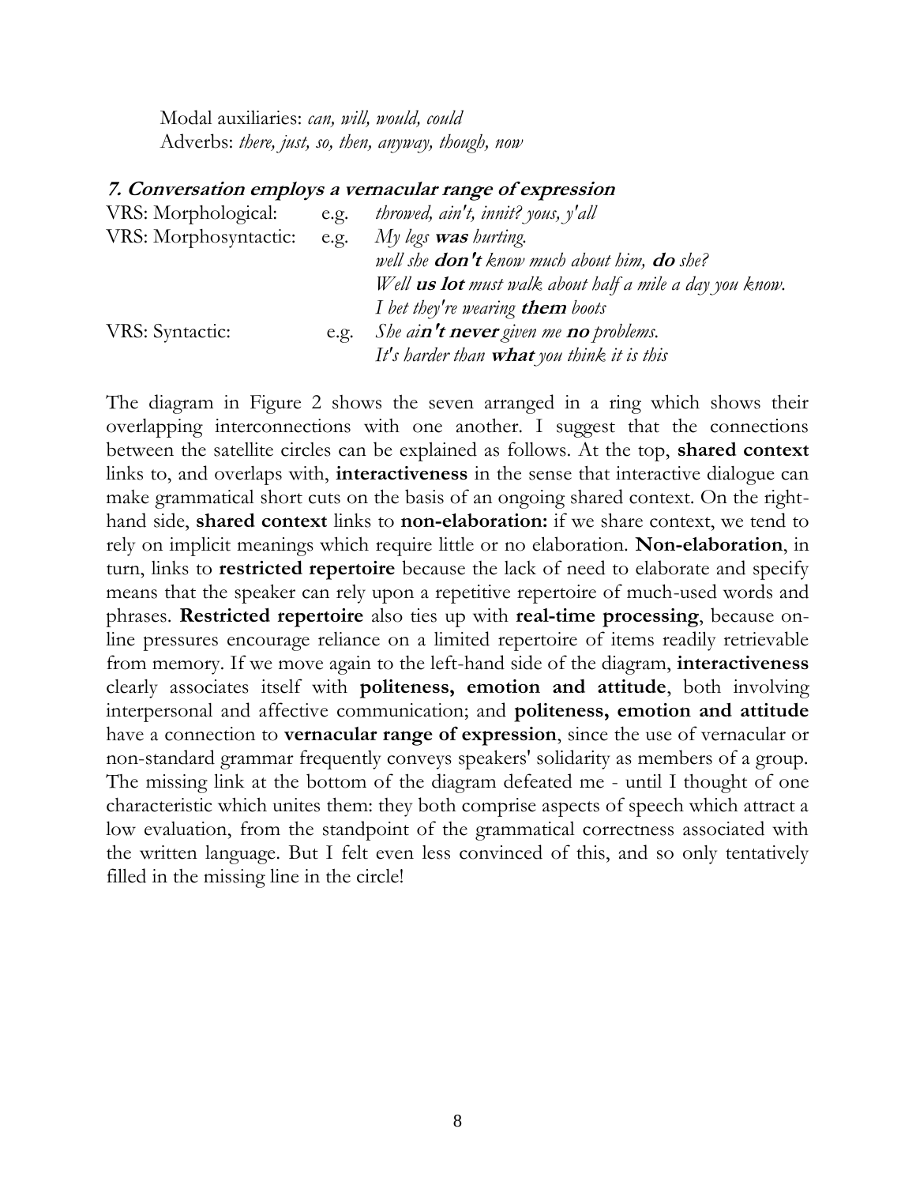Modal auxiliaries: *can, will, would, could*
Adverbs: *there, just, so, then, anyway, though, now*

### *7. Conversation employs a vernacular range of expression*

| | | |
|---|---|---|
| VRS: Morphological: | e.g. | *throwed, ain't, innit? yous, y'all* |
| VRS: Morphosyntactic: | e.g. | *My legs **was** hurting.* |
| | | *well she **don't** know much about him, **do** she?* |
| | | *Well **us lot** must walk about half a mile a day you know.* |
| | | *I bet they're wearing **them** boots* |
| VRS: Syntactic: | e.g. | *She ai**n't never** given me **no** problems.* |
| | | *It's harder than **what** you think it is this* |

The diagram in Figure 2 shows the seven arranged in a ring which shows their overlapping interconnections with one another. I suggest that the connections between the satellite circles can be explained as follows. At the top, **shared context** links to, and overlaps with, **interactiveness** in the sense that interactive dialogue can make grammatical short cuts on the basis of an ongoing shared context. On the right-hand side, **shared context** links to **non-elaboration:** if we share context, we tend to rely on implicit meanings which require little or no elaboration. **Non-elaboration**, in turn, links to **restricted repertoire** because the lack of need to elaborate and specify means that the speaker can rely upon a repetitive repertoire of much-used words and phrases. **Restricted repertoire** also ties up with **real-time processing**, because on-line pressures encourage reliance on a limited repertoire of items readily retrievable from memory. If we move again to the left-hand side of the diagram, **interactiveness** clearly associates itself with **politeness, emotion and attitude**, both involving interpersonal and affective communication; and **politeness, emotion and attitude** have a connection to **vernacular range of expression**, since the use of vernacular or non-standard grammar frequently conveys speakers' solidarity as members of a group. The missing link at the bottom of the diagram defeated me - until I thought of one characteristic which unites them: they both comprise aspects of speech which attract a low evaluation, from the standpoint of the grammatical correctness associated with the written language. But I felt even less convinced of this, and so only tentatively filled in the missing line in the circle!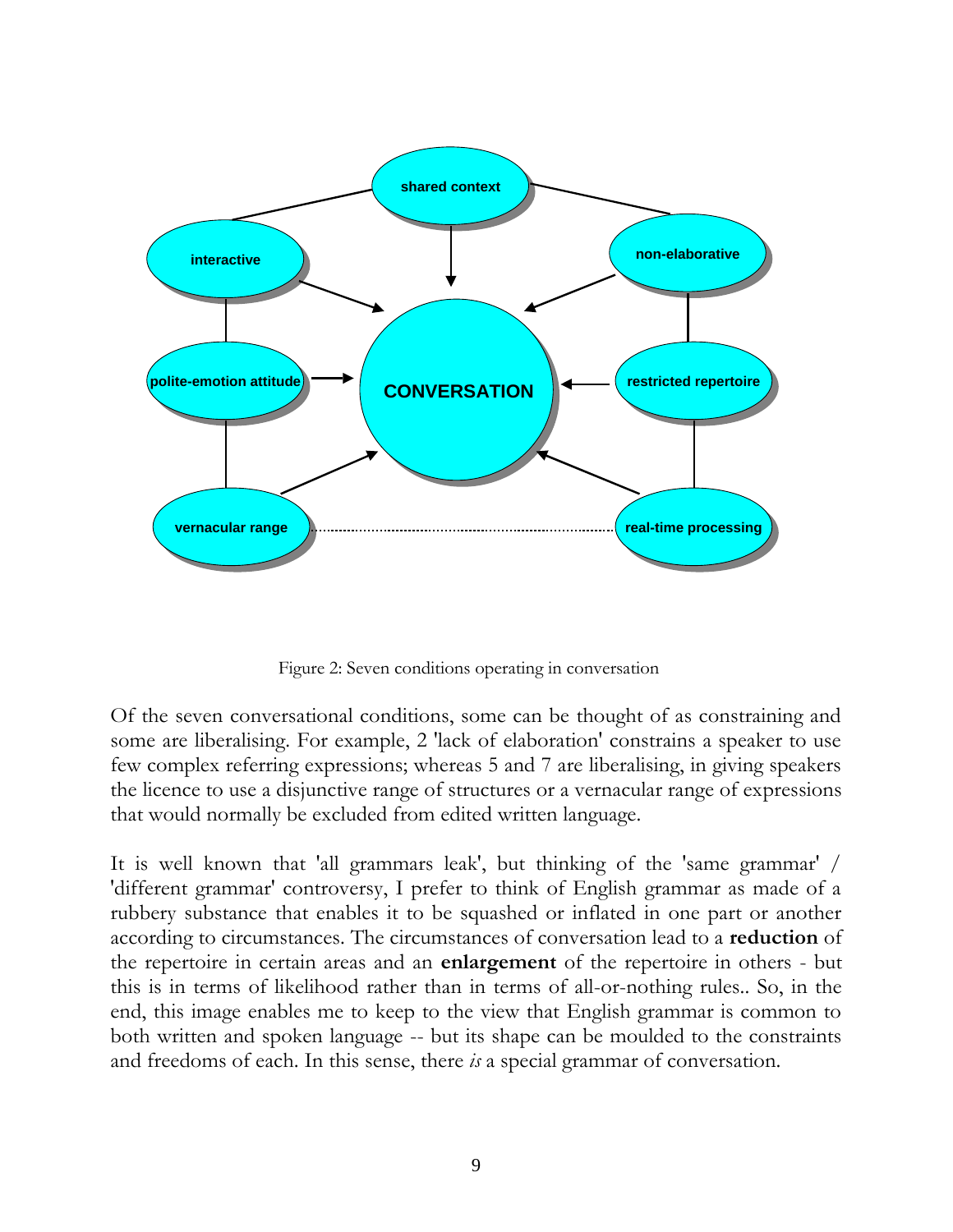Figure 2: Seven conditions operating in conversation

Of the seven conversational conditions, some can be thought of as constraining and some are liberalising. For example, 2 'lack of elaboration' constrains a speaker to use few complex referring expressions; whereas 5 and 7 are liberalising, in giving speakers the licence to use a disjunctive range of structures or a vernacular range of expressions that would normally be excluded from edited written language.

It is well known that 'all grammars leak', but thinking of the 'same grammar' / 'different grammar' controversy, I prefer to think of English grammar as made of a rubbery substance that enables it to be squashed or inflated in one part or another according to circumstances. The circumstances of conversation lead to a **reduction** of the repertoire in certain areas and an **enlargement** of the repertoire in others - but this is in terms of likelihood rather than in terms of all-or-nothing rules.. So, in the end, this image enables me to keep to the view that English grammar is common to both written and spoken language -- but its shape can be moulded to the constraints and freedoms of each. In this sense, there *is* a special grammar of conversation.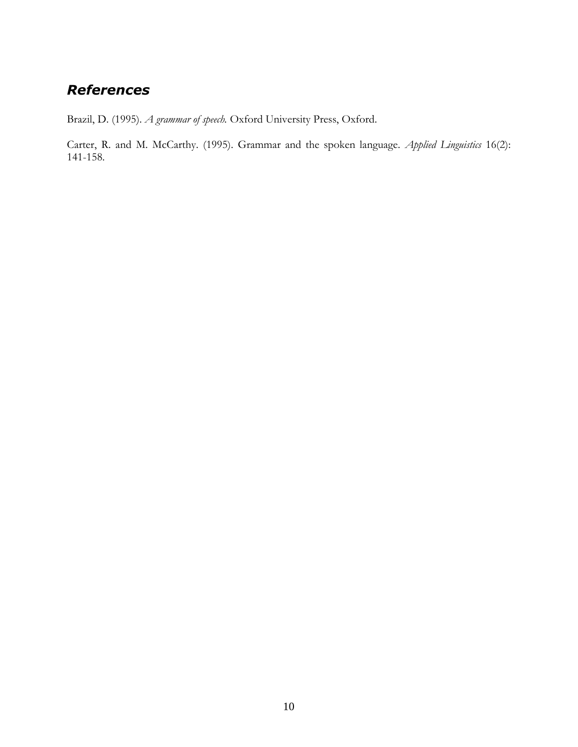## *References*

Brazil, D. (1995). *A grammar of speech.* Oxford University Press, Oxford.

Carter, R. and M. McCarthy. (1995). Grammar and the spoken language. *Applied Linguistics* 16(2): 141-158.